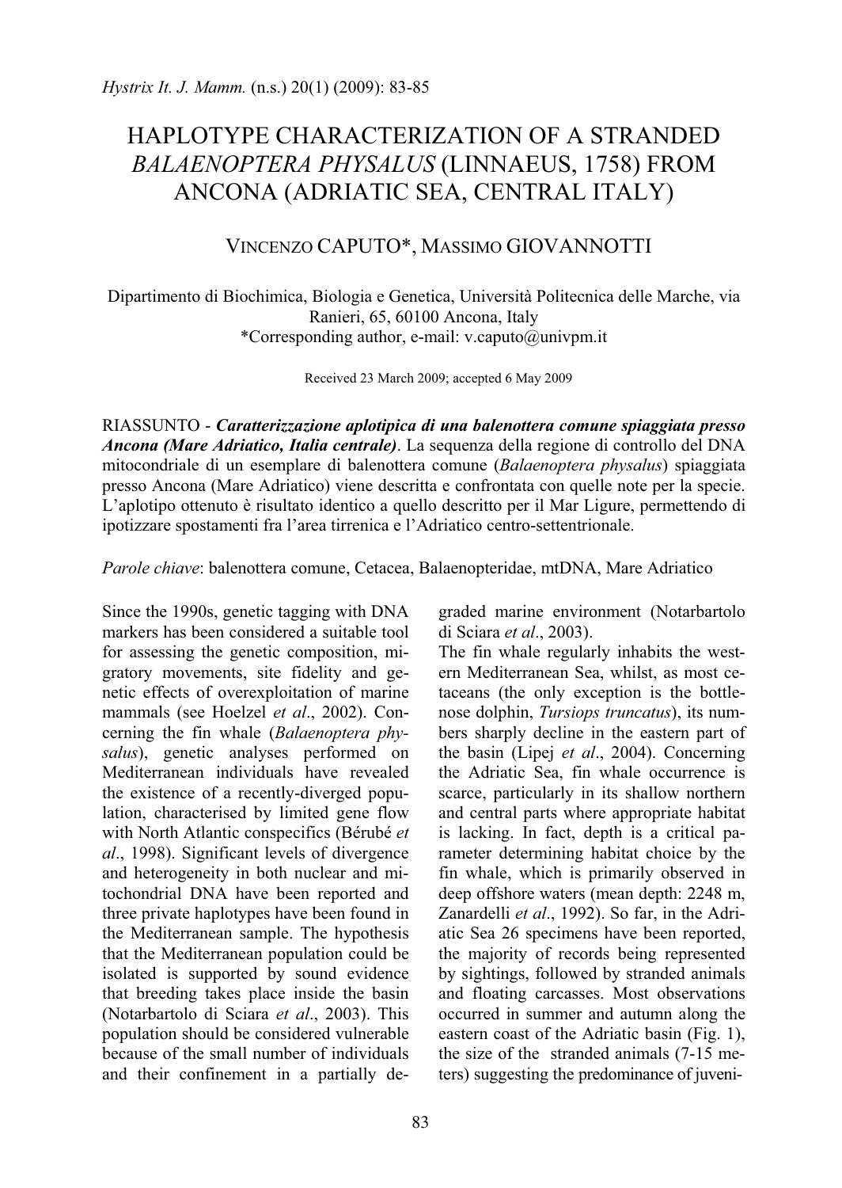# HAPLOTYPE CHARACTERIZATION OF A STRANDED *BALAENOPTERA PHYSALUS* (LINNAEUS, 1758) FROM ANCONA (ADRIATIC SEA, CENTRAL ITALY)

VINCENZO CAPUTO*, MASSIMO GIOVANNOTTI

Dipartimento di Biochimica, Biologia e Genetica, Università Politecnica delle Marche, via Ranieri, 65, 60100 Ancona, Italy
*Corresponding author, e-mail: v.caputo@univpm.it

Received 23 March 2009; accepted 6 May 2009

RIASSUNTO - ***Caratterizzazione aplotipica di una balenottera comune spiaggiata presso Ancona (Mare Adriatico, Italia centrale)***. La sequenza della regione di controllo del DNA mitocondriale di un esemplare di balenottera comune (*Balaenoptera physalus*) spiaggiata presso Ancona (Mare Adriatico) viene descritta e confrontata con quelle note per la specie. L'aplotipo ottenuto è risultato identico a quello descritto per il Mar Ligure, permettendo di ipotizzare spostamenti fra l'area tirrenica e l'Adriatico centro-settentrionale.

*Parole chiave*: balenottera comune, Cetacea, Balaenopteridae, mtDNA, Mare Adriatico

Since the 1990s, genetic tagging with DNA markers has been considered a suitable tool for assessing the genetic composition, migratory movements, site fidelity and genetic effects of overexploitation of marine mammals (see Hoelzel *et al*., 2002). Concerning the fin whale (*Balaenoptera physalus*), genetic analyses performed on Mediterranean individuals have revealed the existence of a recently-diverged population, characterised by limited gene flow with North Atlantic conspecifics (Bérubé *et al*., 1998). Significant levels of divergence and heterogeneity in both nuclear and mitochondrial DNA have been reported and three private haplotypes have been found in the Mediterranean sample. The hypothesis that the Mediterranean population could be isolated is supported by sound evidence that breeding takes place inside the basin (Notarbartolo di Sciara *et al*., 2003). This population should be considered vulnerable because of the small number of individuals and their confinement in a partially degraded marine environment (Notarbartolo di Sciara *et al*., 2003).

The fin whale regularly inhabits the western Mediterranean Sea, whilst, as most cetaceans (the only exception is the bottlenose dolphin, *Tursiops truncatus*), its numbers sharply decline in the eastern part of the basin (Lipej *et al*., 2004). Concerning the Adriatic Sea, fin whale occurrence is scarce, particularly in its shallow northern and central parts where appropriate habitat is lacking. In fact, depth is a critical parameter determining habitat choice by the fin whale, which is primarily observed in deep offshore waters (mean depth: 2248 m, Zanardelli *et al*., 1992). So far, in the Adriatic Sea 26 specimens have been reported, the majority of records being represented by sightings, followed by stranded animals and floating carcasses. Most observations occurred in summer and autumn along the eastern coast of the Adriatic basin (Fig. 1), the size of the stranded animals (7-15 meters) suggesting the predominance of juveni-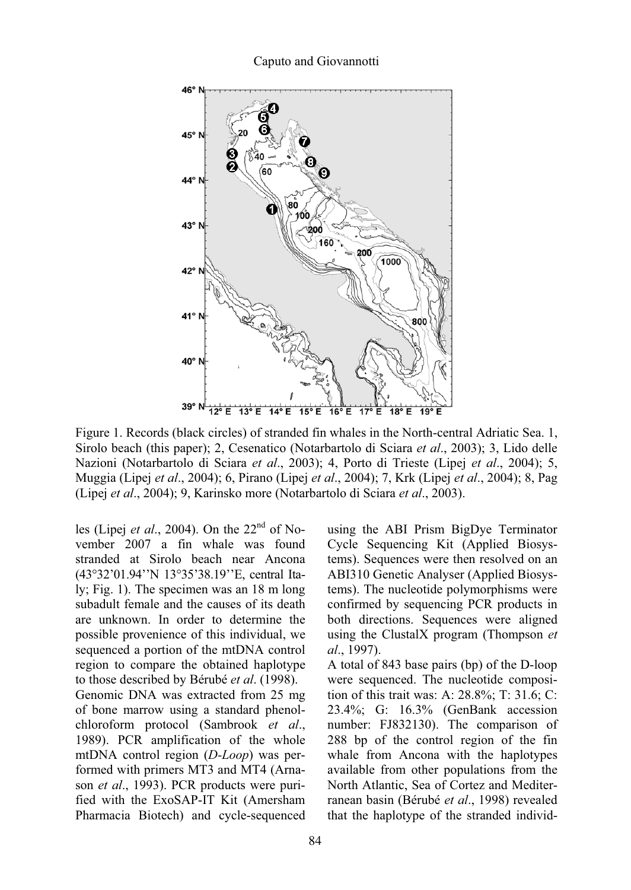Figure 1. Records (black circles) of stranded fin whales in the North-central Adriatic Sea. 1, Sirolo beach (this paper); 2, Cesenatico (Notarbartolo di Sciara *et al*., 2003); 3, Lido delle Nazioni (Notarbartolo di Sciara *et al*., 2003); 4, Porto di Trieste (Lipej *et al*., 2004); 5, Muggia (Lipej *et al*., 2004); 6, Pirano (Lipej *et al*., 2004); 7, Krk (Lipej *et al*., 2004); 8, Pag (Lipej *et al*., 2004); 9, Karinsko more (Notarbartolo di Sciara *et al*., 2003).

les (Lipej *et al*., 2004). On the 22nd of November 2007 a fin whale was found stranded at Sirolo beach near Ancona (43°32'01.94''N 13°35'38.19''E, central Italy; Fig. 1). The specimen was an 18 m long subadult female and the causes of its death are unknown. In order to determine the possible provenience of this individual, we sequenced a portion of the mtDNA control region to compare the obtained haplotype to those described by Bérubé *et al*. (1998).

Genomic DNA was extracted from 25 mg of bone marrow using a standard phenol-chloroform protocol (Sambrook *et al*., 1989). PCR amplification of the whole mtDNA control region (*D-Loop*) was performed with primers MT3 and MT4 (Arnason *et al*., 1993). PCR products were purified with the ExoSAP-IT Kit (Amersham Pharmacia Biotech) and cycle-sequenced using the ABI Prism BigDye Terminator Cycle Sequencing Kit (Applied Biosystems). Sequences were then resolved on an ABI310 Genetic Analyser (Applied Biosystems). The nucleotide polymorphisms were confirmed by sequencing PCR products in both directions. Sequences were aligned using the ClustalX program (Thompson *et al*., 1997).

A total of 843 base pairs (bp) of the D-loop were sequenced. The nucleotide composition of this trait was: A: 28.8%; T: 31.6; C: 23.4%; G: 16.3% (GenBank accession number: FJ832130). The comparison of 288 bp of the control region of the fin whale from Ancona with the haplotypes available from other populations from the North Atlantic, Sea of Cortez and Mediterranean basin (Bérubé *et al*., 1998) revealed that the haplotype of the stranded individ-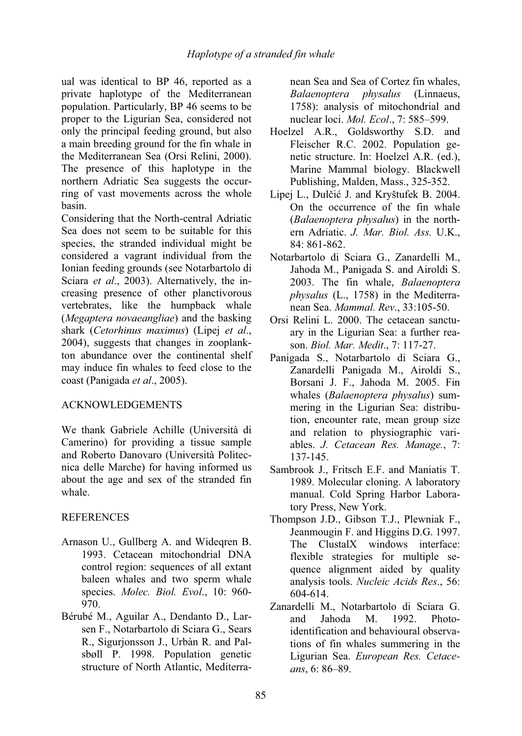ual was identical to BP 46, reported as a private haplotype of the Mediterranean population. Particularly, BP 46 seems to be proper to the Ligurian Sea, considered not only the principal feeding ground, but also a main breeding ground for the fin whale in the Mediterranean Sea (Orsi Relini, 2000). The presence of this haplotype in the northern Adriatic Sea suggests the occurring of vast movements across the whole basin.

Considering that the North-central Adriatic Sea does not seem to be suitable for this species, the stranded individual might be considered a vagrant individual from the Ionian feeding grounds (see Notarbartolo di Sciara *et al*., 2003). Alternatively, the increasing presence of other planctivorous vertebrates, like the humpback whale (*Megaptera novaeangliae*) and the basking shark (*Cetorhinus maximus*) (Lipej *et al*., 2004), suggests that changes in zooplankton abundance over the continental shelf may induce fin whales to feed close to the coast (Panigada *et al*., 2005).

## ACKNOWLEDGEMENTS

We thank Gabriele Achille (Università di Camerino) for providing a tissue sample and Roberto Danovaro (Università Politecnica delle Marche) for having informed us about the age and sex of the stranded fin whale.

## REFERENCES

Arnason U., Gullberg A. and Wideqren B. 1993. Cetacean mitochondrial DNA control region: sequences of all extant baleen whales and two sperm whale species. *Molec. Biol. Evol*., 10: 960-970.

Bérubé M., Aguilar A., Dendanto D., Larsen F., Notarbartolo di Sciara G., Sears R., Sigurjonsson J., Urbàn R. and Palsbøll P. 1998. Population genetic structure of North Atlantic, Mediterranean Sea and Sea of Cortez fin whales, *Balaenoptera physalus* (Linnaeus, 1758): analysis of mitochondrial and nuclear loci. *Mol. Ecol*., 7: 585–599.

Hoelzel A.R., Goldsworthy S.D. and Fleischer R.C. 2002. Population genetic structure. In: Hoelzel A.R. (ed.), Marine Mammal biology. Blackwell Publishing, Malden, Mass., 325-352.

Lipej L., Dulčić J. and Kryštufek B. 2004. On the occurrence of the fin whale (*Balaenoptera physalus*) in the northern Adriatic. *J. Mar. Biol. Ass.* U.K., 84: 861-862.

Notarbartolo di Sciara G., Zanardelli M., Jahoda M., Panigada S. and Airoldi S. 2003. The fin whale, *Balaenoptera physalus* (L., 1758) in the Mediterranean Sea. *Mammal. Rev*., 33:105-50.

Orsi Relini L. 2000. The cetacean sanctuary in the Ligurian Sea: a further reason. *Biol. Mar. Medit*., 7: 117-27.

Panigada S., Notarbartolo di Sciara G., Zanardelli Panigada M., Airoldi S., Borsani J. F., Jahoda M. 2005. Fin whales (*Balaenoptera physalus*) summering in the Ligurian Sea: distribution, encounter rate, mean group size and relation to physiographic variables. *J. Cetacean Res. Manage.*, 7: 137-145.

Sambrook J., Fritsch E.F. and Maniatis T. 1989. Molecular cloning. A laboratory manual. Cold Spring Harbor Laboratory Press, New York.

Thompson J.D., Gibson T.J., Plewniak F., Jeanmougin F. and Higgins D.G. 1997. The ClustalX windows interface: flexible strategies for multiple sequence alignment aided by quality analysis tools. *Nucleic Acids Res*., 56: 604-614.

Zanardelli M., Notarbartolo di Sciara G. and Jahoda M. 1992. Photo-identification and behavioural observations of fin whales summering in the Ligurian Sea. *European Res. Cetaceans*, 6: 86–89.